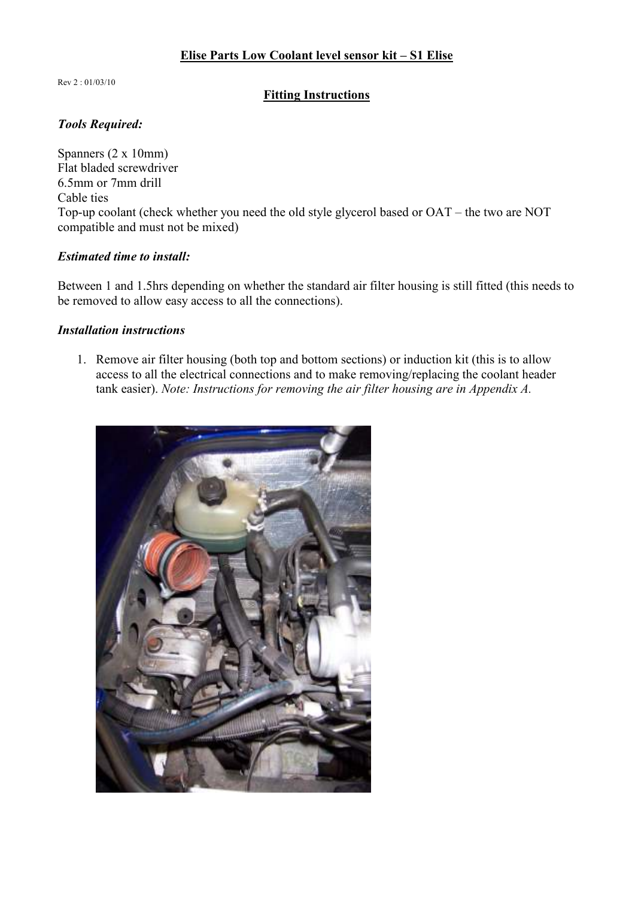**Elise Parts Low Coolant level sensor kit – S1 Elise**

Rev 2 : 01/03/10

**Fitting Instructions**

***Tools Required:***

Spanners (2 x 10mm)
Flat bladed screwdriver
6.5mm or 7mm drill
Cable ties
Top-up coolant (check whether you need the old style glycerol based or OAT – the two are NOT compatible and must not be mixed)

***Estimated time to install:***

Between 1 and 1.5hrs depending on whether the standard air filter housing is still fitted (this needs to be removed to allow easy access to all the connections).

***Installation instructions***

1. Remove air filter housing (both top and bottom sections) or induction kit (this is to allow access to all the electrical connections and to make removing/replacing the coolant header tank easier). *Note: Instructions for removing the air filter housing are in Appendix A.*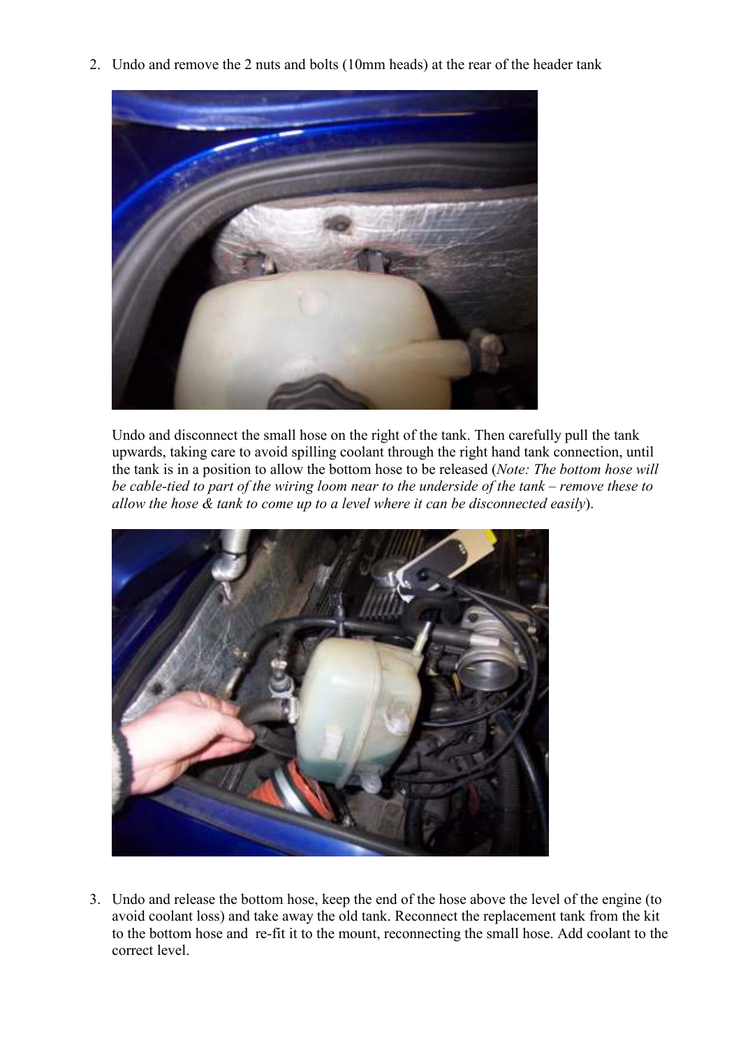2. Undo and remove the 2 nuts and bolts (10mm heads) at the rear of the header tank

   Undo and disconnect the small hose on the right of the tank. Then carefully pull the tank upwards, taking care to avoid spilling coolant through the right hand tank connection, until the tank is in a position to allow the bottom hose to be released (*Note: The bottom hose will be cable-tied to part of the wiring loom near to the underside of the tank – remove these to allow the hose & tank to come up to a level where it can be disconnected easily*).

3. Undo and release the bottom hose, keep the end of the hose above the level of the engine (to avoid coolant loss) and take away the old tank. Reconnect the replacement tank from the kit to the bottom hose and re-fit it to the mount, reconnecting the small hose. Add coolant to the correct level.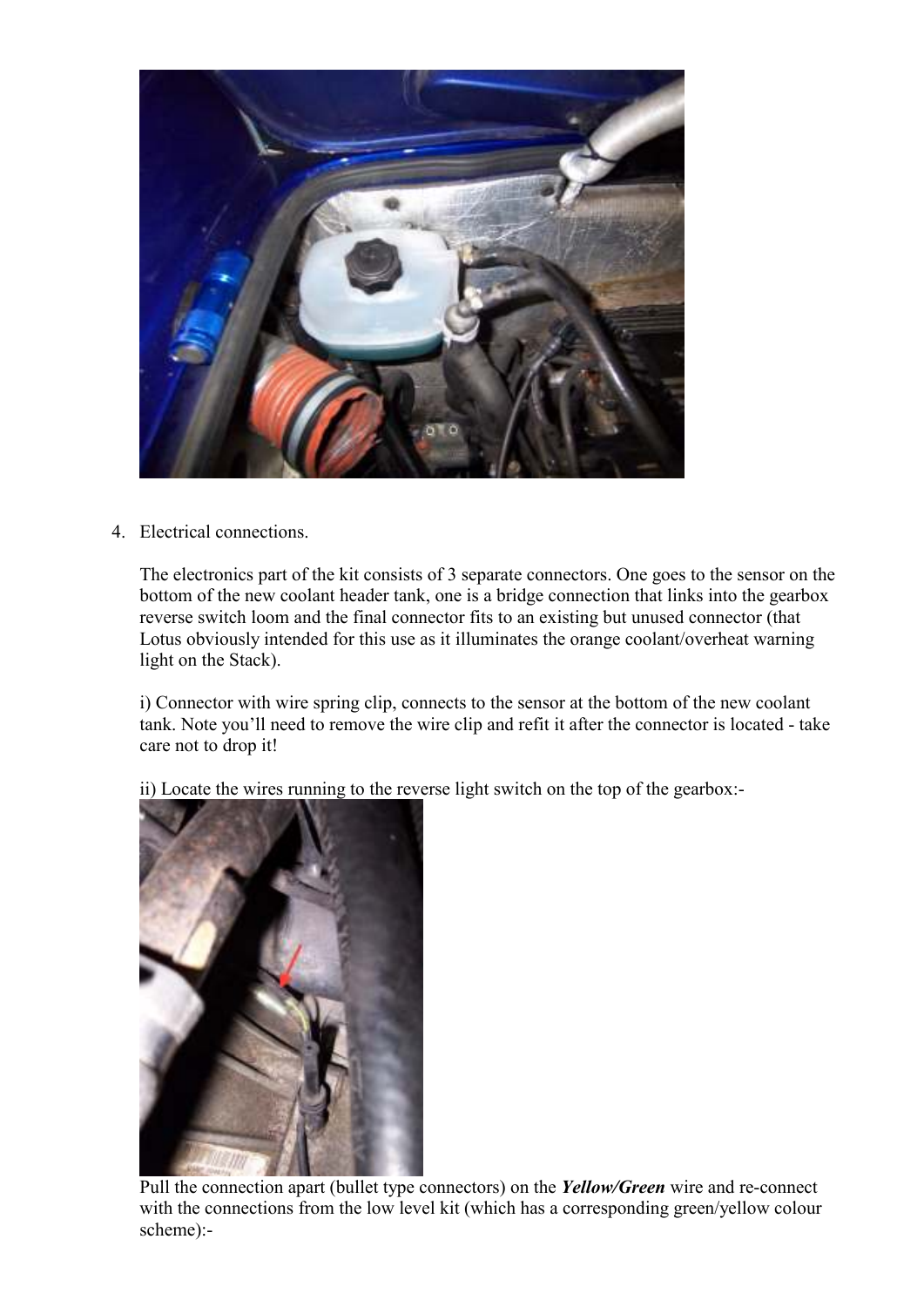4. Electrical connections.

   The electronics part of the kit consists of 3 separate connectors. One goes to the sensor on the bottom of the new coolant header tank, one is a bridge connection that links into the gearbox reverse switch loom and the final connector fits to an existing but unused connector (that Lotus obviously intended for this use as it illuminates the orange coolant/overheat warning light on the Stack).

   i) Connector with wire spring clip, connects to the sensor at the bottom of the new coolant tank. Note you'll need to remove the wire clip and refit it after the connector is located - take care not to drop it!

   ii) Locate the wires running to the reverse light switch on the top of the gearbox:-

   Pull the connection apart (bullet type connectors) on the ***Yellow/Green*** wire and re-connect with the connections from the low level kit (which has a corresponding green/yellow colour scheme):-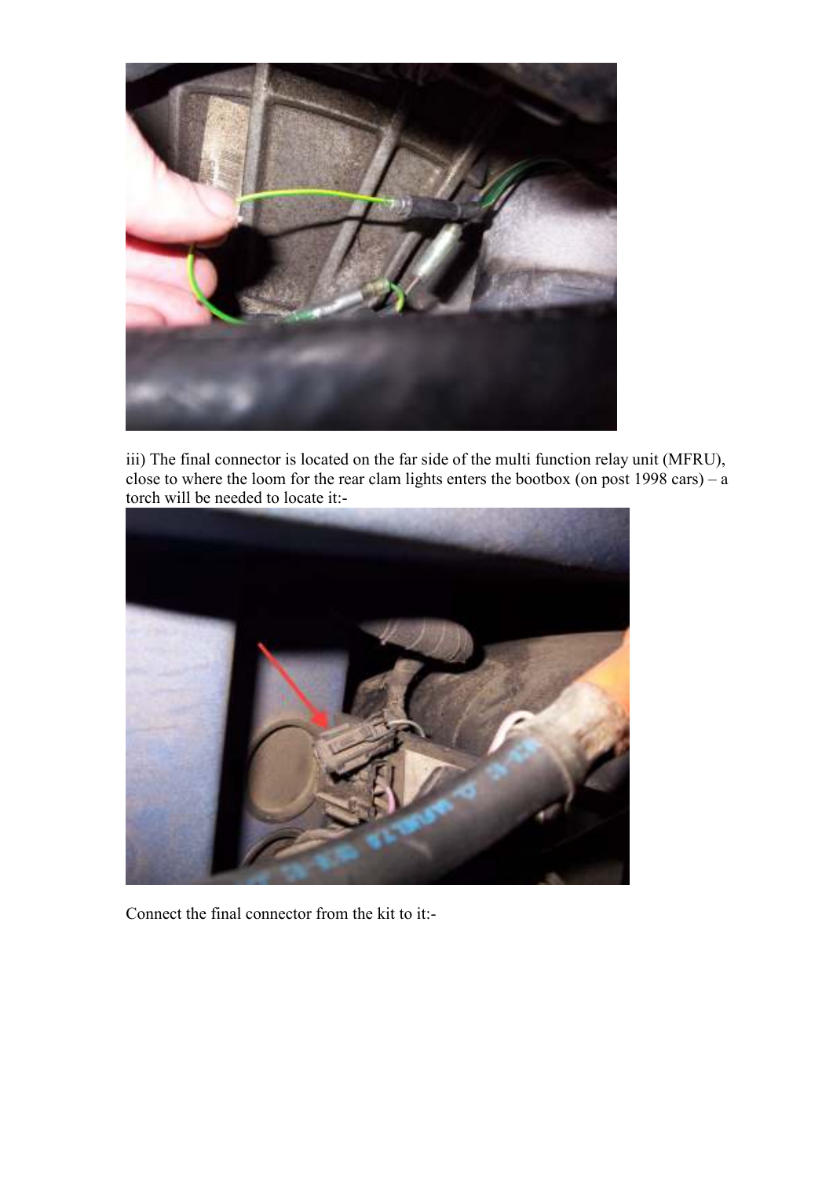iii) The final connector is located on the far side of the multi function relay unit (MFRU), close to where the loom for the rear clam lights enters the bootbox (on post 1998 cars) – a torch will be needed to locate it:-

Connect the final connector from the kit to it:-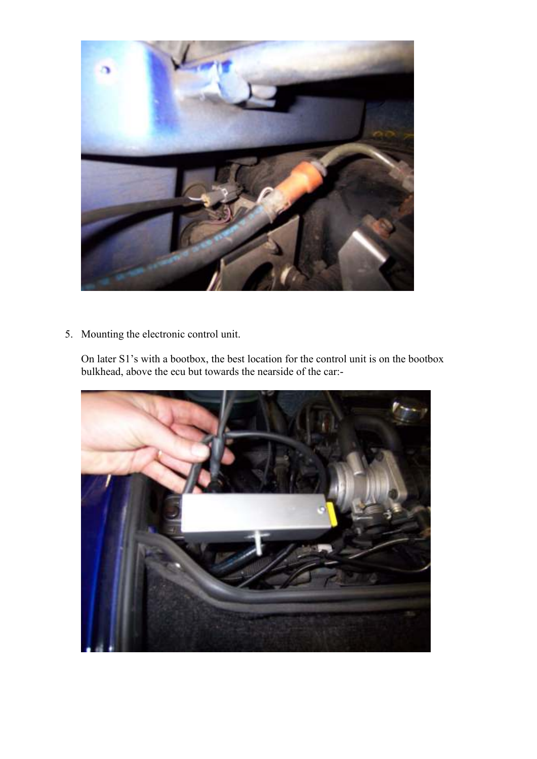5. Mounting the electronic control unit.

   On later S1's with a bootbox, the best location for the control unit is on the bootbox bulkhead, above the ecu but towards the nearside of the car:-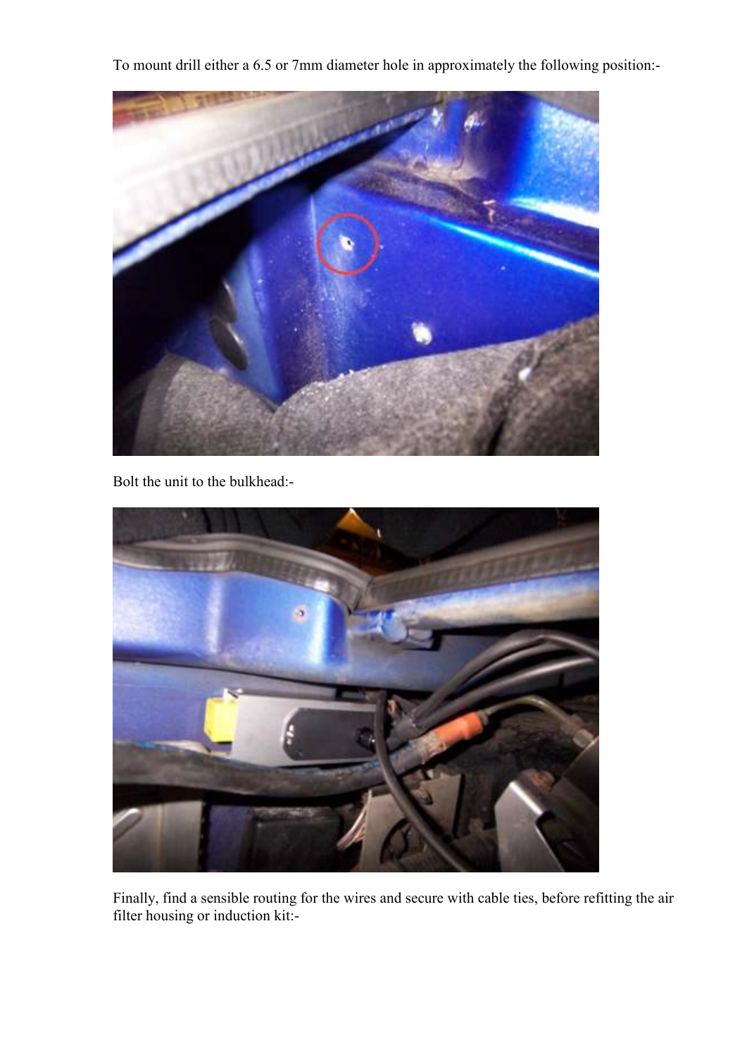To mount drill either a 6.5 or 7mm diameter hole in approximately the following position:-

Bolt the unit to the bulkhead:-

Finally, find a sensible routing for the wires and secure with cable ties, before refitting the air filter housing or induction kit:-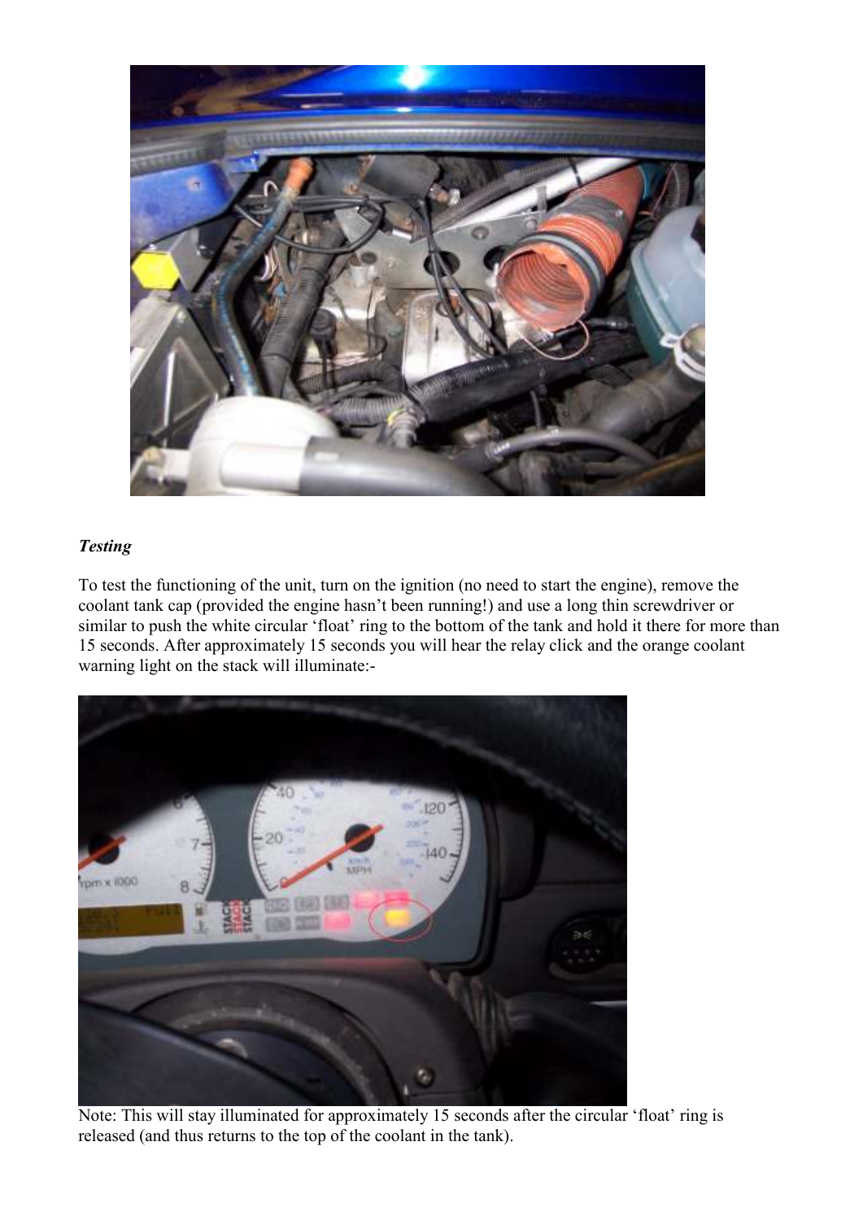### *Testing*

To test the functioning of the unit, turn on the ignition (no need to start the engine), remove the coolant tank cap (provided the engine hasn't been running!) and use a long thin screwdriver or similar to push the white circular 'float' ring to the bottom of the tank and hold it there for more than 15 seconds. After approximately 15 seconds you will hear the relay click and the orange coolant warning light on the stack will illuminate:-

Note: This will stay illuminated for approximately 15 seconds after the circular 'float' ring is released (and thus returns to the top of the coolant in the tank).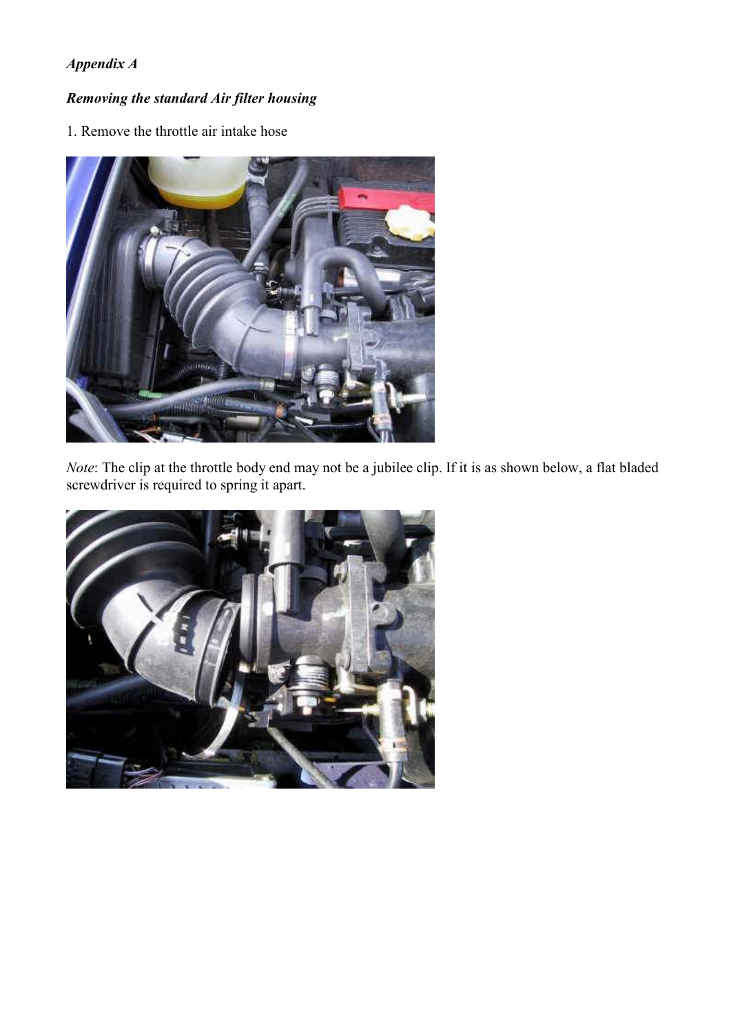*Appendix A*

*Removing the standard Air filter housing*

1. Remove the throttle air intake hose

*Note*: The clip at the throttle body end may not be a jubilee clip. If it is as shown below, a flat bladed screwdriver is required to spring it apart.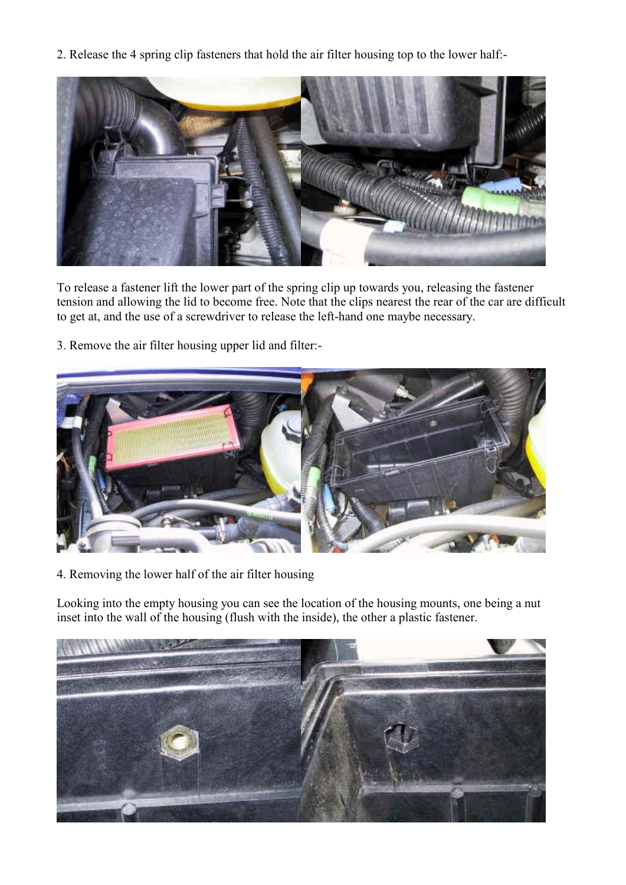2. Release the 4 spring clip fasteners that hold the air filter housing top to the lower half:-

To release a fastener lift the lower part of the spring clip up towards you, releasing the fastener tension and allowing the lid to become free. Note that the clips nearest the rear of the car are difficult to get at, and the use of a screwdriver to release the left-hand one maybe necessary.

3. Remove the air filter housing upper lid and filter:-

4. Removing the lower half of the air filter housing

Looking into the empty housing you can see the location of the housing mounts, one being a nut inset into the wall of the housing (flush with the inside), the other a plastic fastener.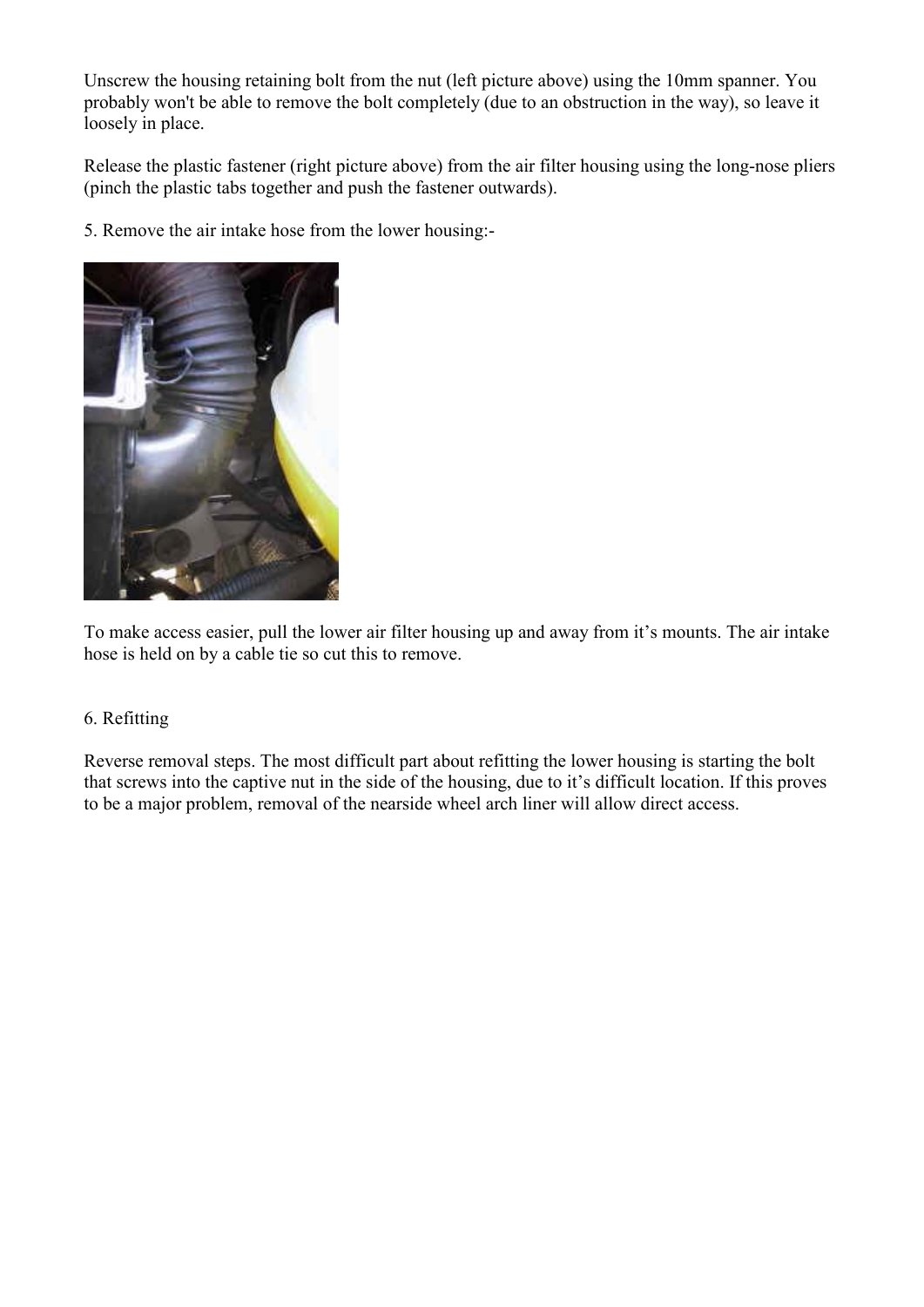Unscrew the housing retaining bolt from the nut (left picture above) using the 10mm spanner. You probably won't be able to remove the bolt completely (due to an obstruction in the way), so leave it loosely in place.

Release the plastic fastener (right picture above) from the air filter housing using the long-nose pliers (pinch the plastic tabs together and push the fastener outwards).

5. Remove the air intake hose from the lower housing:-

To make access easier, pull the lower air filter housing up and away from it's mounts. The air intake hose is held on by a cable tie so cut this to remove.

6. Refitting

Reverse removal steps. The most difficult part about refitting the lower housing is starting the bolt that screws into the captive nut in the side of the housing, due to it's difficult location. If this proves to be a major problem, removal of the nearside wheel arch liner will allow direct access.